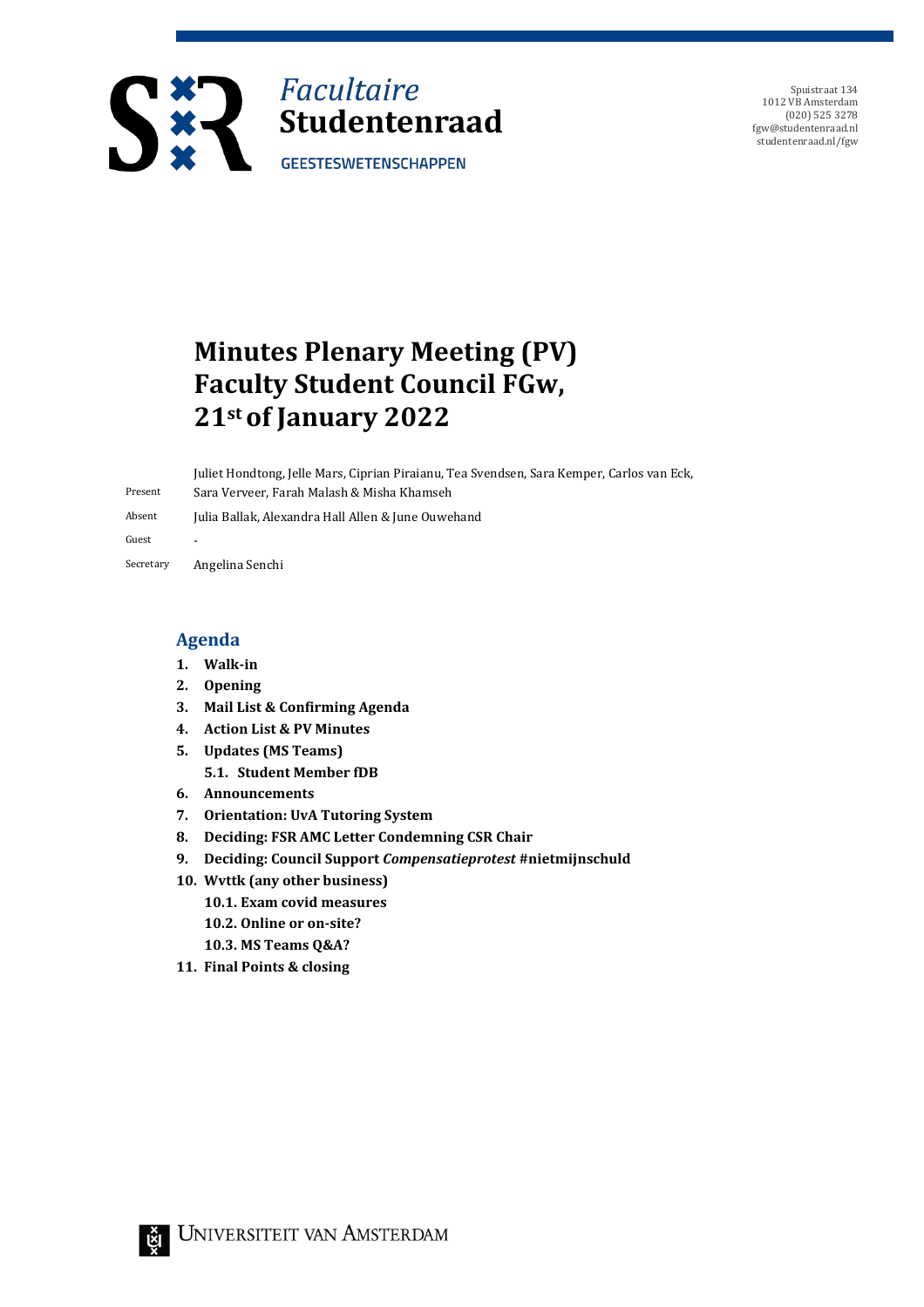Facultaire **Studentenraad**

GEESTESWETENSCHAPPEN

Spuistraat 134
1012 VB Amsterdam
(020) 525 3278
fgw@studentenraad.nl
studentenraad.nl/fgw

# Minutes Plenary Meeting (PV) Faculty Student Council FGw, 21st of January 2022

| | |
|---|---|
| Present | Juliet Hondtong, Jelle Mars, Ciprian Piraianu, Tea Svendsen, Sara Kemper, Carlos van Eck, Sara Verveer, Farah Malash & Misha Khamseh |
| Absent | Julia Ballak, Alexandra Hall Allen & June Ouwehand |
| Guest | - |
| Secretary | Angelina Senchi |

## Agenda

1. **Walk-in**
2. **Opening**
3. **Mail List & Confirming Agenda**
4. **Action List & PV Minutes**
5. **Updates (MS Teams)**
   5.1. **Student Member fDB**
6. **Announcements**
7. **Orientation: UvA Tutoring System**
8. **Deciding: FSR AMC Letter Condemning CSR Chair**
9. **Deciding: Council Support *Compensatieprotest* #nietmijnschuld**
10. **Wvttk (any other business)**
    10.1. **Exam covid measures**
    10.2. **Online or on-site?**
    10.3. **MS Teams Q&A?**
11. **Final Points & closing**

Universiteit van Amsterdam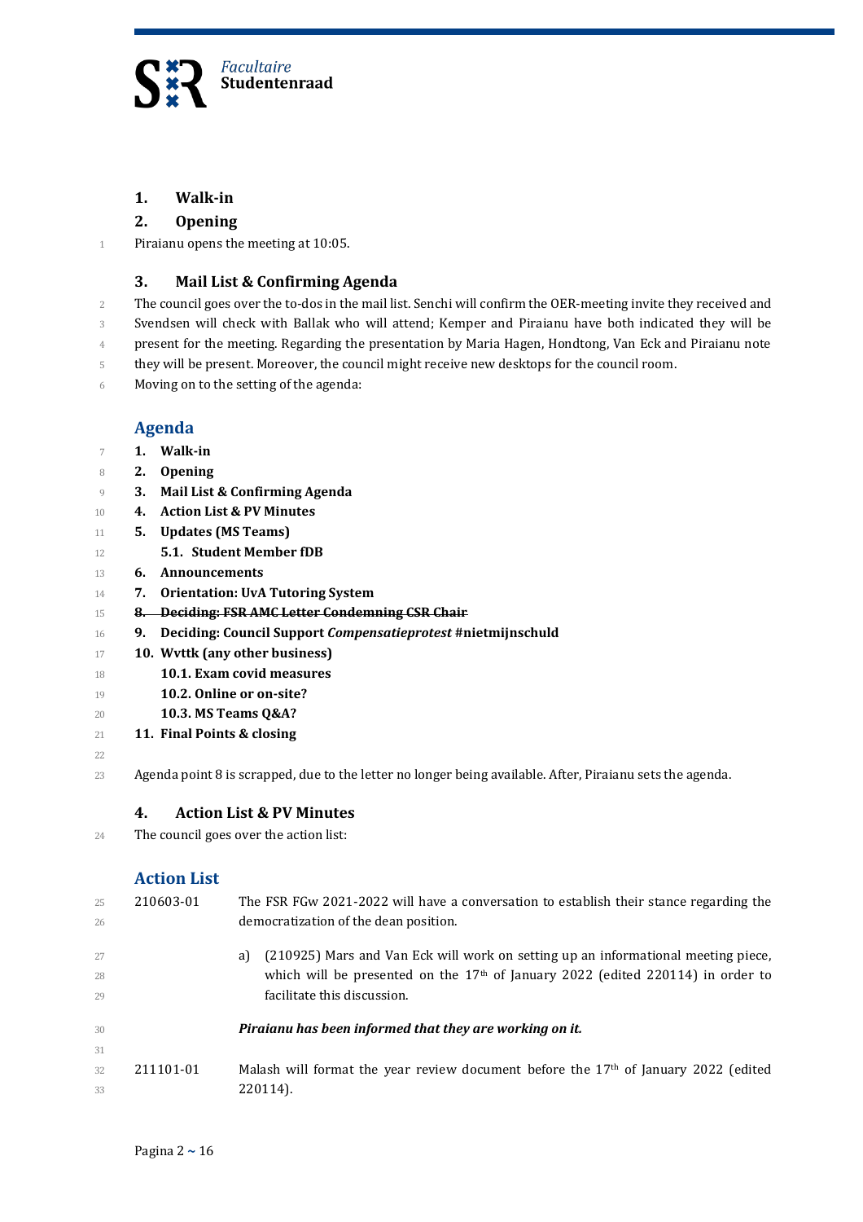## 1. Walk-in

## 2. Opening

Piraianu opens the meeting at 10:05.

## 3. Mail List & Confirming Agenda

The council goes over the to-dos in the mail list. Senchi will confirm the OER-meeting invite they received and Svendsen will check with Ballak who will attend; Kemper and Piraianu have both indicated they will be present for the meeting. Regarding the presentation by Maria Hagen, Hondtong, Van Eck and Piraianu note they will be present. Moreover, the council might receive new desktops for the council room.

Moving on to the setting of the agenda:

### Agenda

1. **Walk-in**
2. **Opening**
3. **Mail List & Confirming Agenda**
4. **Action List & PV Minutes**
5. **Updates (MS Teams)**
   - **5.1. Student Member fDB**
6. **Announcements**
7. **Orientation: UvA Tutoring System**
8. ~~**Deciding: FSR AMC Letter Condemning CSR Chair**~~
9. **Deciding: Council Support *Compensatieprotest* #nietmijnschuld**
10. **Wvttk (any other business)**
    - **10.1. Exam covid measures**
    - **10.2. Online or on-site?**
    - **10.3. MS Teams Q&A?**
11. **Final Points & closing**

Agenda point 8 is scrapped, due to the letter no longer being available. After, Piraianu sets the agenda.

## 4. Action List & PV Minutes

The council goes over the action list:

### Action List

210603-01 The FSR FGw 2021-2022 will have a conversation to establish their stance regarding the democratization of the dean position.

a) (210925) Mars and Van Eck will work on setting up an informational meeting piece, which will be presented on the 17th of January 2022 (edited 220114) in order to facilitate this discussion.

***Piraianu has been informed that they are working on it.***

211101-01 Malash will format the year review document before the 17th of January 2022 (edited 220114).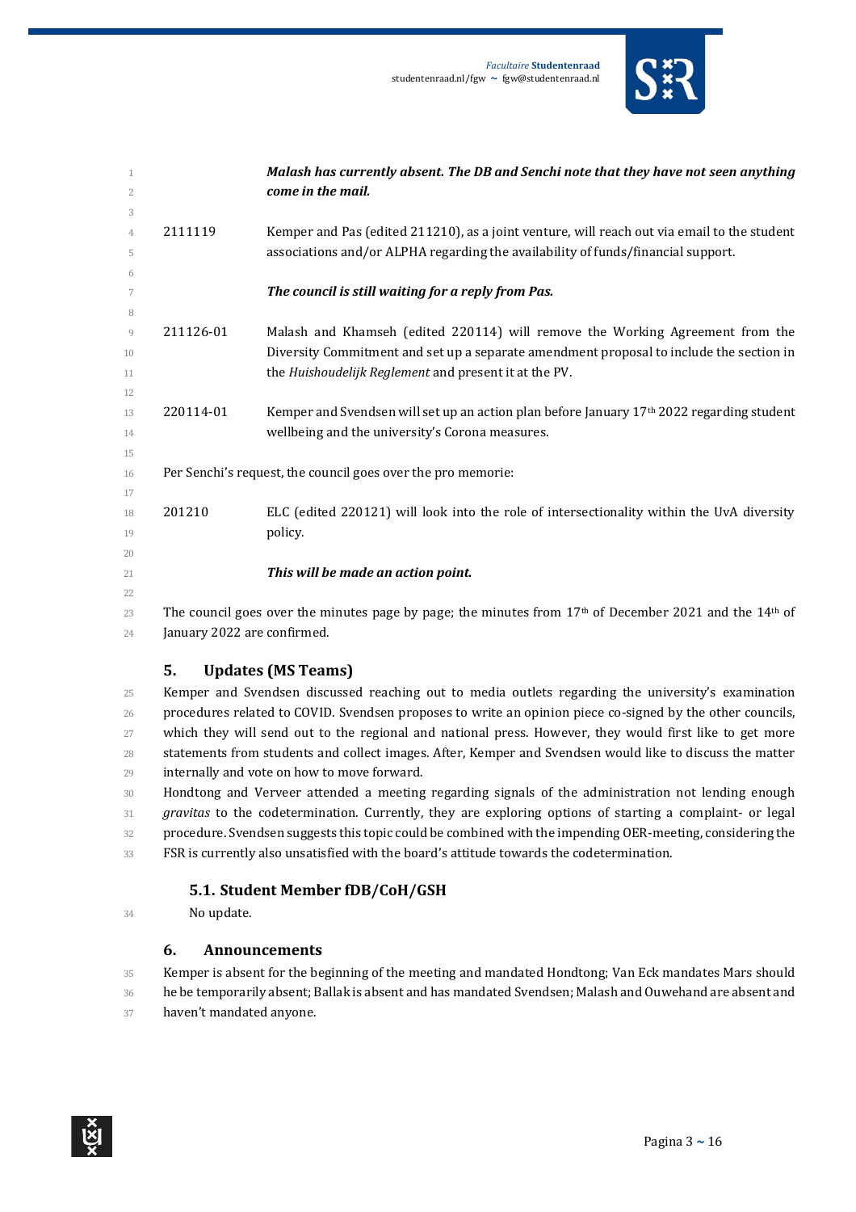***Malash has currently absent. The DB and Senchi note that they have not seen anything come in the mail.***

2111119 Kemper and Pas (edited 211210), as a joint venture, will reach out via email to the student associations and/or ALPHA regarding the availability of funds/financial support.

***The council is still waiting for a reply from Pas.***

211126-01 Malash and Khamseh (edited 220114) will remove the Working Agreement from the Diversity Commitment and set up a separate amendment proposal to include the section in the *Huishoudelijk Reglement* and present it at the PV.

220114-01 Kemper and Svendsen will set up an action plan before January 17th 2022 regarding student wellbeing and the university's Corona measures.

Per Senchi's request, the council goes over the pro memorie:

201210 ELC (edited 220121) will look into the role of intersectionality within the UvA diversity policy.

***This will be made an action point.***

The council goes over the minutes page by page; the minutes from 17th of December 2021 and the 14th of January 2022 are confirmed.

## 5. Updates (MS Teams)

Kemper and Svendsen discussed reaching out to media outlets regarding the university's examination procedures related to COVID. Svendsen proposes to write an opinion piece co-signed by the other councils, which they will send out to the regional and national press. However, they would first like to get more statements from students and collect images. After, Kemper and Svendsen would like to discuss the matter internally and vote on how to move forward.

Hondtong and Verveer attended a meeting regarding signals of the administration not lending enough *gravitas* to the codetermination. Currently, they are exploring options of starting a complaint- or legal procedure. Svendsen suggests this topic could be combined with the impending OER-meeting, considering the FSR is currently also unsatisfied with the board's attitude towards the codetermination.

### 5.1. Student Member fDB/CoH/GSH

No update.

## 6. Announcements

Kemper is absent for the beginning of the meeting and mandated Hondtong; Van Eck mandates Mars should he be temporarily absent; Ballak is absent and has mandated Svendsen; Malash and Ouwehand are absent and haven't mandated anyone.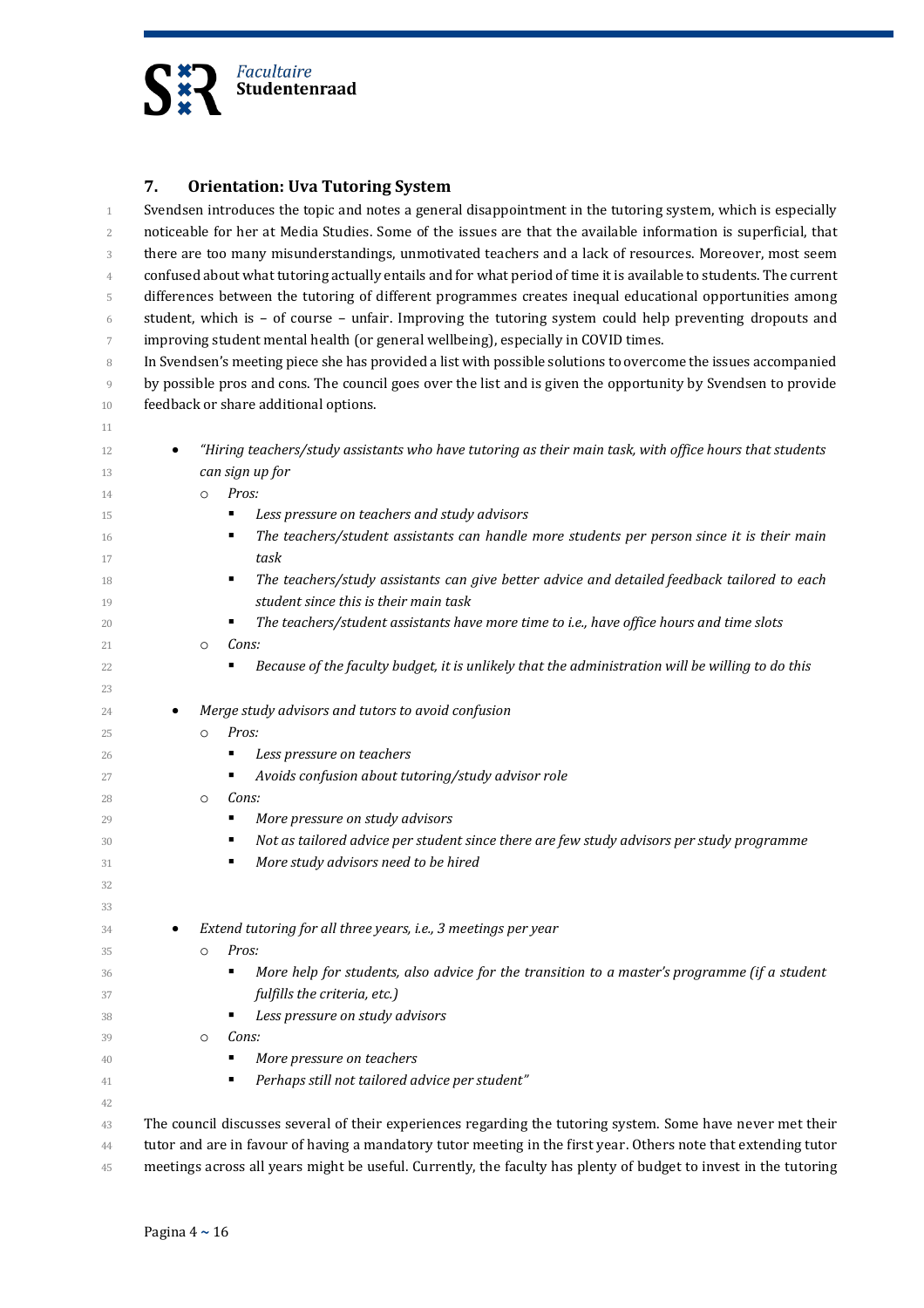## 7. Orientation: Uva Tutoring System

Svendsen introduces the topic and notes a general disappointment in the tutoring system, which is especially noticeable for her at Media Studies. Some of the issues are that the available information is superficial, that there are too many misunderstandings, unmotivated teachers and a lack of resources. Moreover, most seem confused about what tutoring actually entails and for what period of time it is available to students. The current differences between the tutoring of different programmes creates inequal educational opportunities among student, which is – of course – unfair. Improving the tutoring system could help preventing dropouts and improving student mental health (or general wellbeing), especially in COVID times.

In Svendsen's meeting piece she has provided a list with possible solutions to overcome the issues accompanied by possible pros and cons. The council goes over the list and is given the opportunity by Svendsen to provide feedback or share additional options.

- *"Hiring teachers/study assistants who have tutoring as their main task, with office hours that students can sign up for*
    - *Pros:*
        - *Less pressure on teachers and study advisors*
        - *The teachers/student assistants can handle more students per person since it is their main task*
        - *The teachers/study assistants can give better advice and detailed feedback tailored to each student since this is their main task*
        - *The teachers/student assistants have more time to i.e., have office hours and time slots*
    - *Cons:*
        - *Because of the faculty budget, it is unlikely that the administration will be willing to do this*

- *Merge study advisors and tutors to avoid confusion*
    - *Pros:*
        - *Less pressure on teachers*
        - *Avoids confusion about tutoring/study advisor role*
    - *Cons:*
        - *More pressure on study advisors*
        - *Not as tailored advice per student since there are few study advisors per study programme*
        - *More study advisors need to be hired*

- *Extend tutoring for all three years, i.e., 3 meetings per year*
    - *Pros:*
        - *More help for students, also advice for the transition to a master's programme (if a student fulfills the criteria, etc.)*
        - *Less pressure on study advisors*
    - *Cons:*
        - *More pressure on teachers*
        - *Perhaps still not tailored advice per student"*

The council discusses several of their experiences regarding the tutoring system. Some have never met their tutor and are in favour of having a mandatory tutor meeting in the first year. Others note that extending tutor meetings across all years might be useful. Currently, the faculty has plenty of budget to invest in the tutoring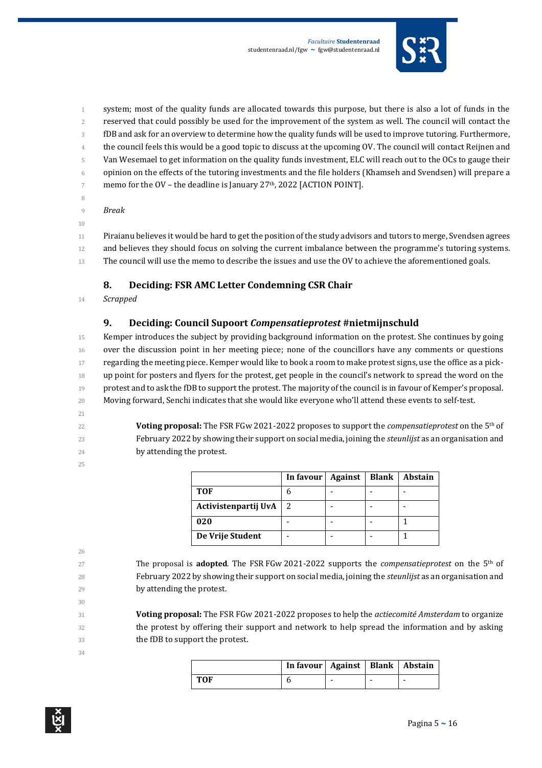system; most of the quality funds are allocated towards this purpose, but there is also a lot of funds in the reserved that could possibly be used for the improvement of the system as well. The council will contact the fDB and ask for an overview to determine how the quality funds will be used to improve tutoring. Furthermore, the council feels this would be a good topic to discuss at the upcoming OV. The council will contact Reijnen and Van Wesemael to get information on the quality funds investment, ELC will reach out to the OCs to gauge their opinion on the effects of the tutoring investments and the file holders (Khamseh and Svendsen) will prepare a memo for the OV – the deadline is January 27th, 2022 [ACTION POINT].

*Break*

Piraianu believes it would be hard to get the position of the study advisors and tutors to merge, Svendsen agrees and believes they should focus on solving the current imbalance between the programme's tutoring systems. The council will use the memo to describe the issues and use the OV to achieve the aforementioned goals.

## 8. Deciding: FSR AMC Letter Condemning CSR Chair

*Scrapped*

## 9. Deciding: Council Supoort *Compensatieprotest* #nietmijnschuld

Kemper introduces the subject by providing background information on the protest. She continues by going over the discussion point in her meeting piece; none of the councillors have any comments or questions regarding the meeting piece. Kemper would like to book a room to make protest signs, use the office as a pick-up point for posters and flyers for the protest, get people in the council's network to spread the word on the protest and to ask the fDB to support the protest. The majority of the council is in favour of Kemper's proposal. Moving forward, Senchi indicates that she would like everyone who'll attend these events to self-test.

> **Voting proposal:** The FSR FGw 2021-2022 proposes to support the *compensatieprotest* on the 5th of February 2022 by showing their support on social media, joining the *steunlijst* as an organisation and by attending the protest.

| | In favour | Against | Blank | Abstain |
|---|---|---|---|---|
| **TOF** | 6 | - | - | - |
| **Activistenpartij UvA** | 2 | - | - | - |
| **020** | - | - | - | 1 |
| **De Vrije Student** | - | - | - | 1 |

> The proposal is **adopted**. The FSR FGw 2021-2022 supports the *compensatieprotest* on the 5th of February 2022 by showing their support on social media, joining the *steunlijst* as an organisation and by attending the protest.

> **Voting proposal:** The FSR FGw 2021-2022 proposes to help the *actiecomité Amsterdam* to organize the protest by offering their support and network to help spread the information and by asking the fDB to support the protest.

| | In favour | Against | Blank | Abstain |
|---|---|---|---|---|
| **TOF** | 6 | - | - | - |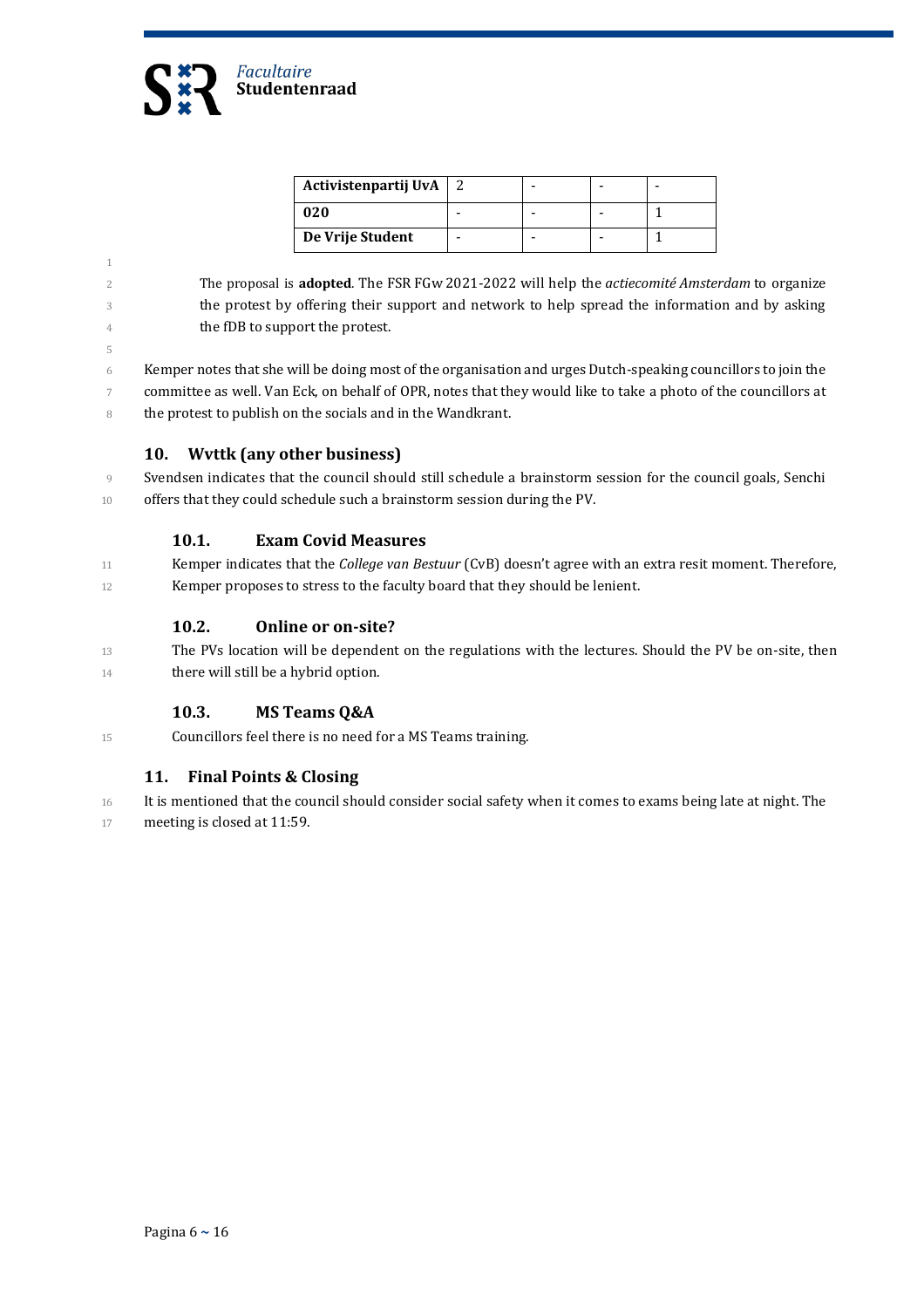| Activistenpartij UvA | 2 | - | - | - |
|---|---|---|---|---|
| 020 | - | - | - | 1 |
| De Vrije Student | - | - | - | 1 |

The proposal is **adopted**. The FSR FGw 2021-2022 will help the *actiecomité Amsterdam* to organize the protest by offering their support and network to help spread the information and by asking the fDB to support the protest.

Kemper notes that she will be doing most of the organisation and urges Dutch-speaking councillors to join the committee as well. Van Eck, on behalf of OPR, notes that they would like to take a photo of the councillors at the protest to publish on the socials and in the Wandkrant.

## 10. Wvttk (any other business)

Svendsen indicates that the council should still schedule a brainstorm session for the council goals, Senchi offers that they could schedule such a brainstorm session during the PV.

### 10.1. Exam Covid Measures

Kemper indicates that the *College van Bestuur* (CvB) doesn't agree with an extra resit moment. Therefore, Kemper proposes to stress to the faculty board that they should be lenient.

### 10.2. Online or on-site?

The PVs location will be dependent on the regulations with the lectures. Should the PV be on-site, then there will still be a hybrid option.

### 10.3. MS Teams Q&A

Councillors feel there is no need for a MS Teams training.

## 11. Final Points & Closing

It is mentioned that the council should consider social safety when it comes to exams being late at night. The meeting is closed at 11:59.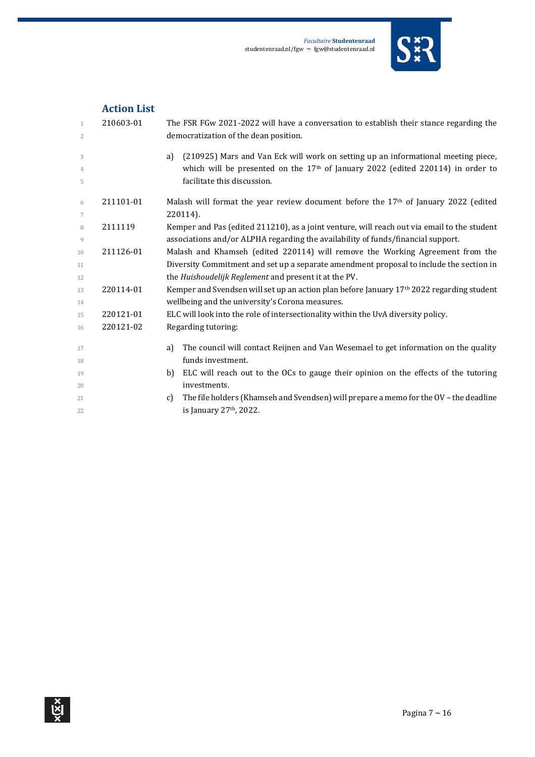## Action List

210603-01 The FSR FGw 2021-2022 will have a conversation to establish their stance regarding the democratization of the dean position.

a) (210925) Mars and Van Eck will work on setting up an informational meeting piece, which will be presented on the 17th of January 2022 (edited 220114) in order to facilitate this discussion.

211101-01 Malash will format the year review document before the 17th of January 2022 (edited 220114).

2111119 Kemper and Pas (edited 211210), as a joint venture, will reach out via email to the student associations and/or ALPHA regarding the availability of funds/financial support.

211126-01 Malash and Khamseh (edited 220114) will remove the Working Agreement from the Diversity Commitment and set up a separate amendment proposal to include the section in the *Huishoudelijk Reglement* and present it at the PV.

220114-01 Kemper and Svendsen will set up an action plan before January 17th 2022 regarding student wellbeing and the university's Corona measures.

220121-01 ELC will look into the role of intersectionality within the UvA diversity policy.

220121-02 Regarding tutoring:

a) The council will contact Reijnen and Van Wesemael to get information on the quality funds investment.
b) ELC will reach out to the OCs to gauge their opinion on the effects of the tutoring investments.
c) The file holders (Khamseh and Svendsen) will prepare a memo for the OV – the deadline is January 27th, 2022.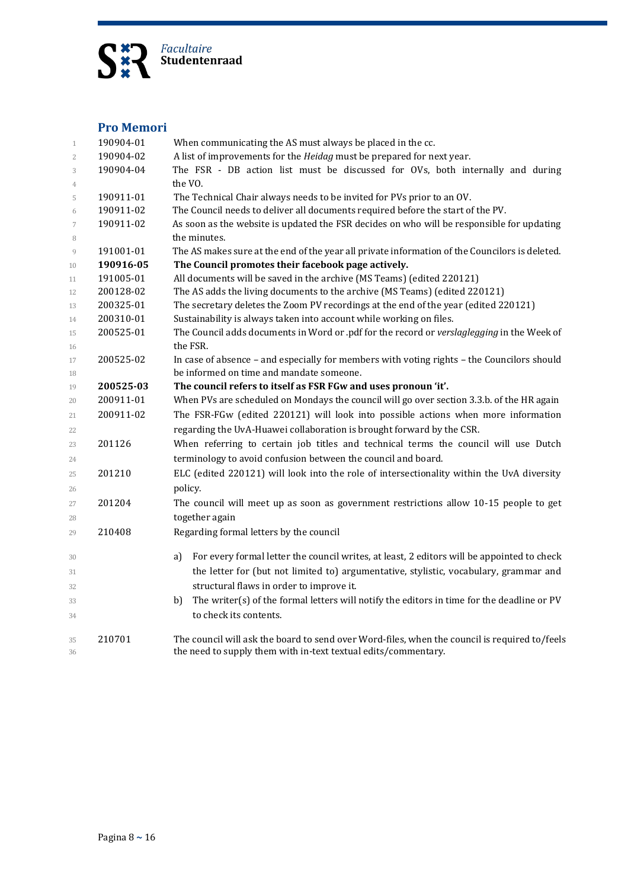## Pro Memori

| | |
|---|---|
| 190904-01 | When communicating the AS must always be placed in the cc. |
| 190904-02 | A list of improvements for the *Heidag* must be prepared for next year. |
| 190904-04 | The FSR - DB action list must be discussed for OVs, both internally and during the VO. |
| 190911-01 | The Technical Chair always needs to be invited for PVs prior to an OV. |
| 190911-02 | The Council needs to deliver all documents required before the start of the PV. |
| 190911-02 | As soon as the website is updated the FSR decides on who will be responsible for updating the minutes. |
| 191001-01 | The AS makes sure at the end of the year all private information of the Councilors is deleted. |
| **190916-05** | **The Council promotes their facebook page actively.** |
| 191005-01 | All documents will be saved in the archive (MS Teams) (edited 220121) |
| 200128-02 | The AS adds the living documents to the archive (MS Teams) (edited 220121) |
| 200325-01 | The secretary deletes the Zoom PV recordings at the end of the year (edited 220121) |
| 200310-01 | Sustainability is always taken into account while working on files. |
| 200525-01 | The Council adds documents in Word or .pdf for the record or *verslaglegging* in the Week of the FSR. |
| 200525-02 | In case of absence – and especially for members with voting rights – the Councilors should be informed on time and mandate someone. |
| **200525-03** | **The council refers to itself as FSR FGw and uses pronoun 'it'.** |
| 200911-01 | When PVs are scheduled on Mondays the council will go over section 3.3.b. of the HR again |
| 200911-02 | The FSR-FGw (edited 220121) will look into possible actions when more information regarding the UvA-Huawei collaboration is brought forward by the CSR. |
| 201126 | When referring to certain job titles and technical terms the council will use Dutch terminology to avoid confusion between the council and board. |
| 201210 | ELC (edited 220121) will look into the role of intersectionality within the UvA diversity policy. |
| 201204 | The council will meet up as soon as government restrictions allow 10-15 people to get together again |
| 210408 | Regarding formal letters by the council<br>a) For every formal letter the council writes, at least, 2 editors will be appointed to check the letter for (but not limited to) argumentative, stylistic, vocabulary, grammar and structural flaws in order to improve it.<br>b) The writer(s) of the formal letters will notify the editors in time for the deadline or PV to check its contents. |
| 210701 | The council will ask the board to send over Word-files, when the council is required to/feels the need to supply them with in-text textual edits/commentary. |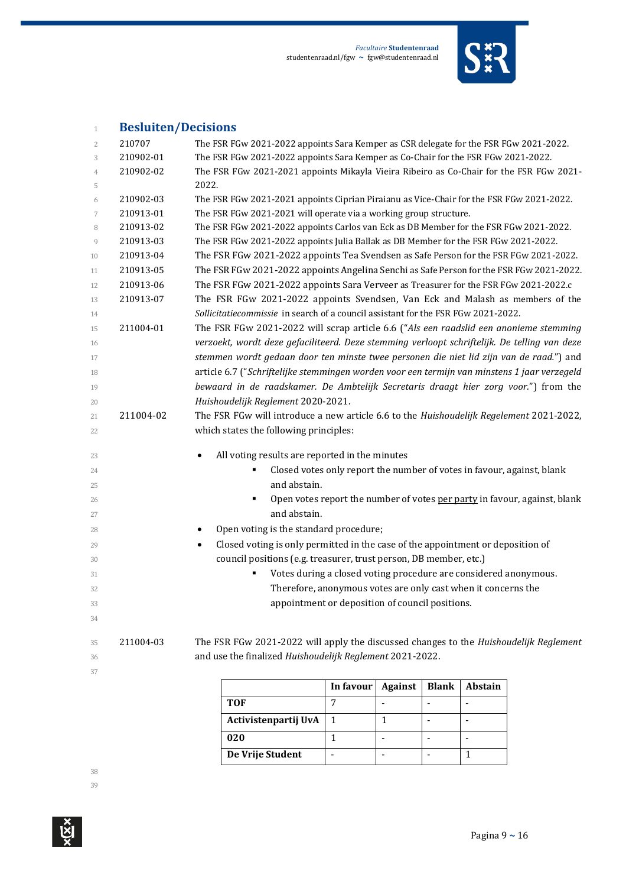## Besluiten/Decisions

| | |
|---|---|
| 210707 | The FSR FGw 2021-2022 appoints Sara Kemper as CSR delegate for the FSR FGw 2021-2022. |
| 210902-01 | The FSR FGw 2021-2022 appoints Sara Kemper as Co-Chair for the FSR FGw 2021-2022. |
| 210902-02 | The FSR FGw 2021-2021 appoints Mikayla Vieira Ribeiro as Co-Chair for the FSR FGw 2021-2022. |
| 210902-03 | The FSR FGw 2021-2021 appoints Ciprian Piraianu as Vice-Chair for the FSR FGw 2021-2022. |
| 210913-01 | The FSR FGw 2021-2021 will operate via a working group structure. |
| 210913-02 | The FSR FGw 2021-2022 appoints Carlos van Eck as DB Member for the FSR FGw 2021-2022. |
| 210913-03 | The FSR FGw 2021-2022 appoints Julia Ballak as DB Member for the FSR FGw 2021-2022. |
| 210913-04 | The FSR FGw 2021-2022 appoints Tea Svendsen as Safe Person for the FSR FGw 2021-2022. |
| 210913-05 | The FSR FGw 2021-2022 appoints Angelina Senchi as Safe Person for the FSR FGw 2021-2022. |
| 210913-06 | The FSR FGw 2021-2022 appoints Sara Verveer as Treasurer for the FSR FGw 2021-2022.c |
| 210913-07 | The FSR FGw 2021-2022 appoints Svendsen, Van Eck and Malash as members of the *Sollicitatiecommissie* in search of a council assistant for the FSR FGw 2021-2022. |
| 211004-01 | The FSR FGw 2021-2022 will scrap article 6.6 ("*Als een raadslid een anonieme stemming verzoekt, wordt deze gefaciliteerd. Deze stemming verloopt schriftelijk. De telling van deze stemmen wordt gedaan door ten minste twee personen die niet lid zijn van de raad.*") and article 6.7 ("*Schriftelijke stemmingen worden voor een termijn van minstens 1 jaar verzegeld bewaard in de raadskamer. De Ambtelijk Secretaris draagt hier zorg voor.*") from the *Huishoudelijk Reglement* 2020-2021. |

**211004-02** The FSR FGw will introduce a new article 6.6 to the *Huishoudelijk Regelement* 2021-2022, which states the following principles:

- All voting results are reported in the minutes
  - Closed votes only report the number of votes in favour, against, blank and abstain.
  - Open votes report the number of votes per party in favour, against, blank and abstain.
- Open voting is the standard procedure;
- Closed voting is only permitted in the case of the appointment or deposition of council positions (e.g. treasurer, trust person, DB member, etc.)
  - Votes during a closed voting procedure are considered anonymous. Therefore, anonymous votes are only cast when it concerns the appointment or deposition of council positions.

**211004-03** The FSR FGw 2021-2022 will apply the discussed changes to the *Huishoudelijk Reglement* and use the finalized *Huishoudelijk Reglement* 2021-2022.

| | In favour | Against | Blank | Abstain |
|---|---|---|---|---|
| **TOF** | 7 | - | - | - |
| **Activistenpartij UvA** | 1 | 1 | - | - |
| **020** | 1 | - | - | - |
| **De Vrije Student** | - | - | - | 1 |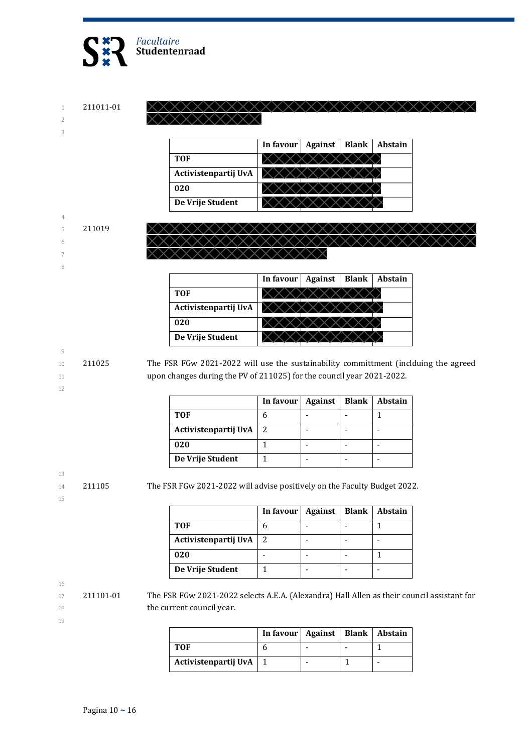211011-01 [redacted]

| | In favour | Against | Blank | Abstain |
|---|---|---|---|---|
| **TOF** | [redacted] | [redacted] | [redacted] | |
| **Activistenpartij UvA** | [redacted] | [redacted] | [redacted] | |
| **020** | [redacted] | [redacted] | [redacted] | |
| **De Vrije Student** | [redacted] | [redacted] | [redacted] | |

211019 [redacted]

| | In favour | Against | Blank | Abstain |
|---|---|---|---|---|
| **TOF** | [redacted] | [redacted] | [redacted] | |
| **Activistenpartij UvA** | [redacted] | [redacted] | [redacted] | |
| **020** | [redacted] | [redacted] | [redacted] | |
| **De Vrije Student** | [redacted] | [redacted] | [redacted] | |

211025 The FSR FGw 2021-2022 will use the sustainability committment (inclduing the agreed upon changes during the PV of 211025) for the council year 2021-2022.

| | In favour | Against | Blank | Abstain |
|---|---|---|---|---|
| **TOF** | 6 | - | - | 1 |
| **Activistenpartij UvA** | 2 | - | - | - |
| **020** | 1 | - | - | - |
| **De Vrije Student** | 1 | - | - | - |

211105 The FSR FGw 2021-2022 will advise positively on the Faculty Budget 2022.

| | In favour | Against | Blank | Abstain |
|---|---|---|---|---|
| **TOF** | 6 | - | - | 1 |
| **Activistenpartij UvA** | 2 | - | - | - |
| **020** | - | - | - | 1 |
| **De Vrije Student** | 1 | - | - | - |

211101-01 The FSR FGw 2021-2022 selects A.E.A. (Alexandra) Hall Allen as their council assistant for the current council year.

| | In favour | Against | Blank | Abstain |
|---|---|---|---|---|
| **TOF** | 6 | - | - | 1 |
| **Activistenpartij UvA** | 1 | - | 1 | - |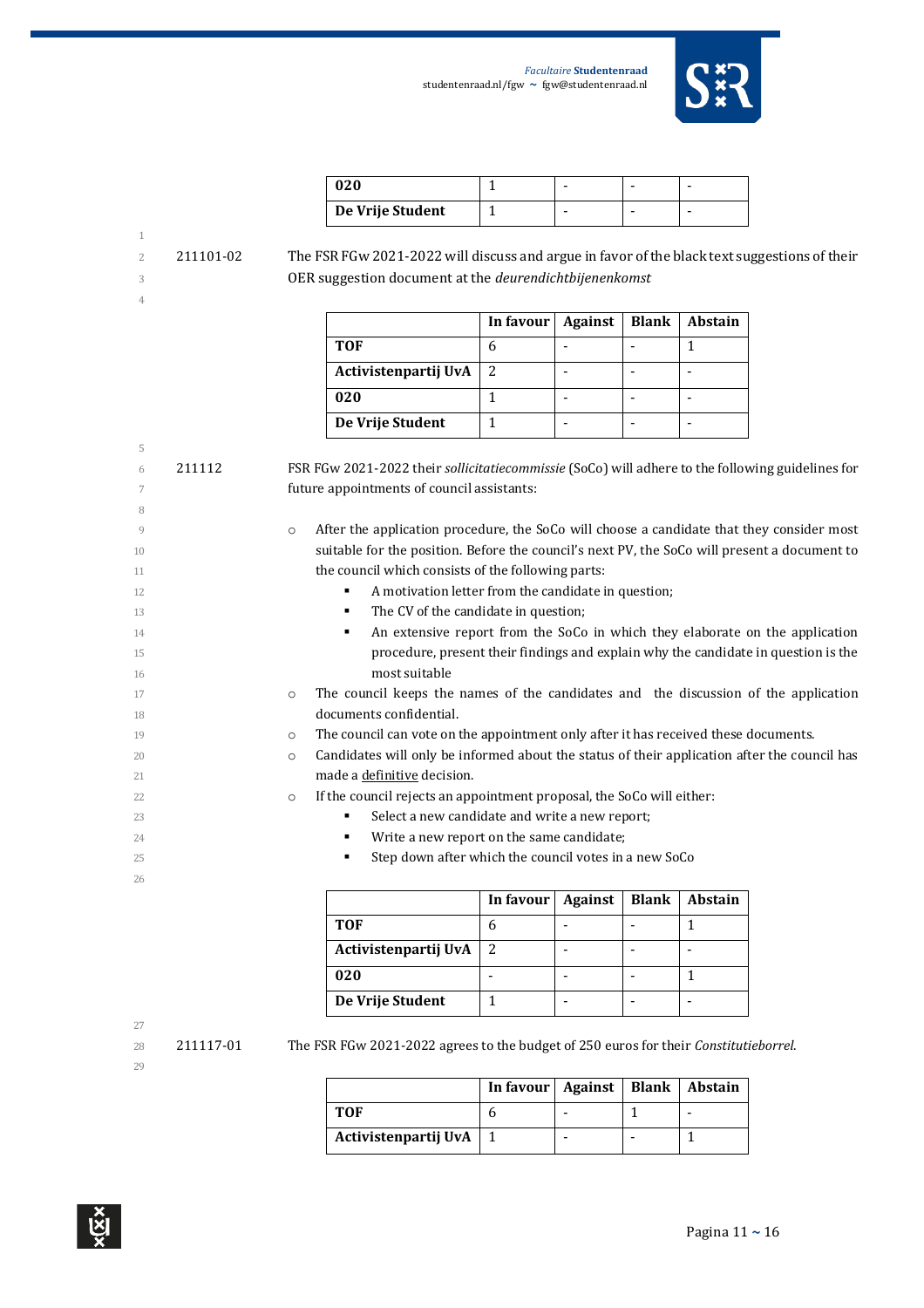| | | | | |
|---|---|---|---|---|
| **020** | 1 | - | - | - |
| **De Vrije Student** | 1 | - | - | - |

211101-02 The FSR FGw 2021-2022 will discuss and argue in favor of the black text suggestions of their OER suggestion document at the *deurendichtbijenenkomst*

| | In favour | Against | Blank | Abstain |
|---|---|---|---|---|
| **TOF** | 6 | - | - | 1 |
| **Activistenpartij UvA** | 2 | - | - | - |
| **020** | 1 | - | - | - |
| **De Vrije Student** | 1 | - | - | - |

211112 FSR FGw 2021-2022 their *sollicitatiecommissie* (SoCo) will adhere to the following guidelines for future appointments of council assistants:

- After the application procedure, the SoCo will choose a candidate that they consider most suitable for the position. Before the council's next PV, the SoCo will present a document to the council which consists of the following parts:
  - A motivation letter from the candidate in question;
  - The CV of the candidate in question;
  - An extensive report from the SoCo in which they elaborate on the application procedure, present their findings and explain why the candidate in question is the most suitable
- The council keeps the names of the candidates and the discussion of the application documents confidential.
- The council can vote on the appointment only after it has received these documents.
- Candidates will only be informed about the status of their application after the council has made a definitive decision.
- If the council rejects an appointment proposal, the SoCo will either:
  - Select a new candidate and write a new report;
  - Write a new report on the same candidate;
  - Step down after which the council votes in a new SoCo

| | In favour | Against | Blank | Abstain |
|---|---|---|---|---|
| **TOF** | 6 | - | - | 1 |
| **Activistenpartij UvA** | 2 | - | - | - |
| **020** | - | - | - | 1 |
| **De Vrije Student** | 1 | - | - | - |

211117-01 The FSR FGw 2021-2022 agrees to the budget of 250 euros for their *Constitutieborrel*.

| | In favour | Against | Blank | Abstain |
|---|---|---|---|---|
| **TOF** | 6 | - | 1 | - |
| **Activistenpartij UvA** | 1 | - | - | 1 |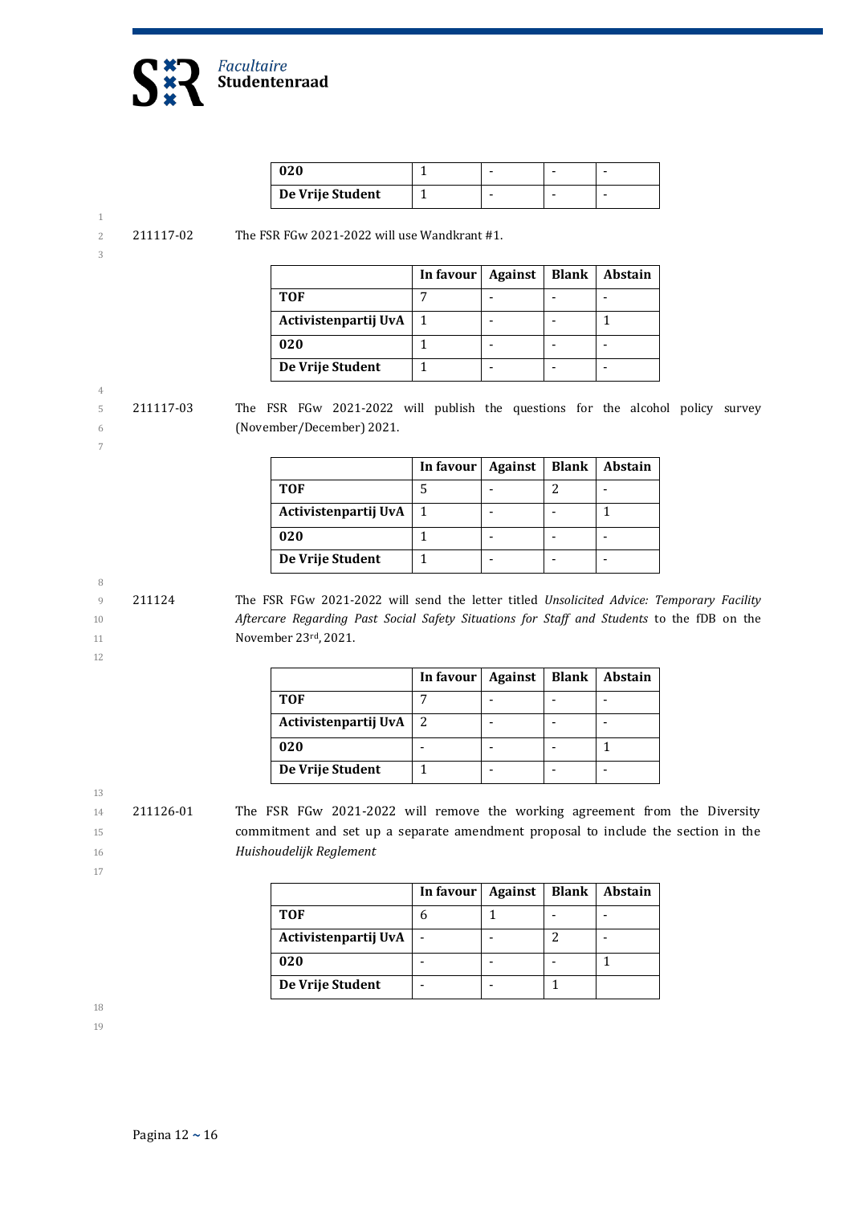| | | | | |
|---|---|---|---|---|
| **020** | 1 | - | - | - |
| **De Vrije Student** | 1 | - | - | - |

211117-02 The FSR FGw 2021-2022 will use Wandkrant #1.

| | In favour | Against | Blank | Abstain |
|---|---|---|---|---|
| **TOF** | 7 | - | - | - |
| **Activistenpartij UvA** | 1 | - | - | 1 |
| **020** | 1 | - | - | - |
| **De Vrije Student** | 1 | - | - | - |

211117-03 The FSR FGw 2021-2022 will publish the questions for the alcohol policy survey (November/December) 2021.

| | In favour | Against | Blank | Abstain |
|---|---|---|---|---|
| **TOF** | 5 | - | 2 | - |
| **Activistenpartij UvA** | 1 | - | - | 1 |
| **020** | 1 | - | - | - |
| **De Vrije Student** | 1 | - | - | - |

211124 The FSR FGw 2021-2022 will send the letter titled *Unsolicited Advice: Temporary Facility Aftercare Regarding Past Social Safety Situations for Staff and Students* to the fDB on the November 23rd, 2021.

| | In favour | Against | Blank | Abstain |
|---|---|---|---|---|
| **TOF** | 7 | - | - | - |
| **Activistenpartij UvA** | 2 | - | - | - |
| **020** | - | - | - | 1 |
| **De Vrije Student** | 1 | - | - | - |

211126-01 The FSR FGw 2021-2022 will remove the working agreement from the Diversity commitment and set up a separate amendment proposal to include the section in the *Huishoudelijk Reglement*

| | In favour | Against | Blank | Abstain |
|---|---|---|---|---|
| **TOF** | 6 | 1 | - | - |
| **Activistenpartij UvA** | - | - | 2 | - |
| **020** | - | - | - | 1 |
| **De Vrije Student** | - | - | 1 | |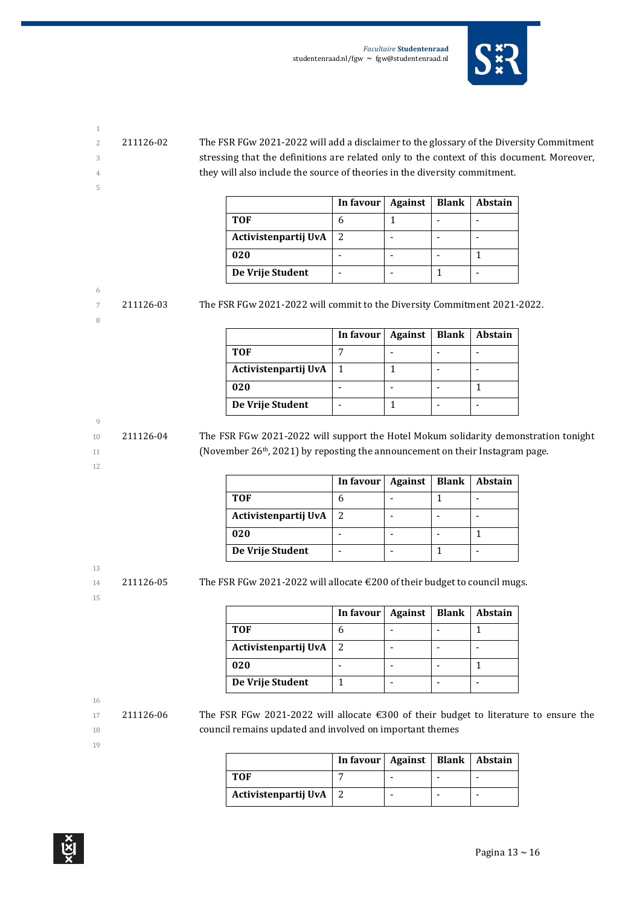211126-02 The FSR FGw 2021-2022 will add a disclaimer to the glossary of the Diversity Commitment stressing that the definitions are related only to the context of this document. Moreover, they will also include the source of theories in the diversity commitment.

| | In favour | Against | Blank | Abstain |
|---|---|---|---|---|
| **TOF** | 6 | 1 | - | - |
| **Activistenpartij UvA** | 2 | - | - | - |
| **020** | - | - | - | 1 |
| **De Vrije Student** | - | - | 1 | - |

211126-03 The FSR FGw 2021-2022 will commit to the Diversity Commitment 2021-2022.

| | In favour | Against | Blank | Abstain |
|---|---|---|---|---|
| **TOF** | 7 | - | - | - |
| **Activistenpartij UvA** | 1 | 1 | - | - |
| **020** | - | - | - | 1 |
| **De Vrije Student** | - | 1 | - | - |

211126-04 The FSR FGw 2021-2022 will support the Hotel Mokum solidarity demonstration tonight (November 26th, 2021) by reposting the announcement on their Instagram page.

| | In favour | Against | Blank | Abstain |
|---|---|---|---|---|
| **TOF** | 6 | - | 1 | - |
| **Activistenpartij UvA** | 2 | - | - | - |
| **020** | - | - | - | 1 |
| **De Vrije Student** | - | - | 1 | - |

211126-05 The FSR FGw 2021-2022 will allocate €200 of their budget to council mugs.

| | In favour | Against | Blank | Abstain |
|---|---|---|---|---|
| **TOF** | 6 | - | - | 1 |
| **Activistenpartij UvA** | 2 | - | - | - |
| **020** | - | - | - | 1 |
| **De Vrije Student** | 1 | - | - | - |

211126-06 The FSR FGw 2021-2022 will allocate €300 of their budget to literature to ensure the council remains updated and involved on important themes

| | In favour | Against | Blank | Abstain |
|---|---|---|---|---|
| **TOF** | 7 | - | - | - |
| **Activistenpartij UvA** | 2 | - | - | - |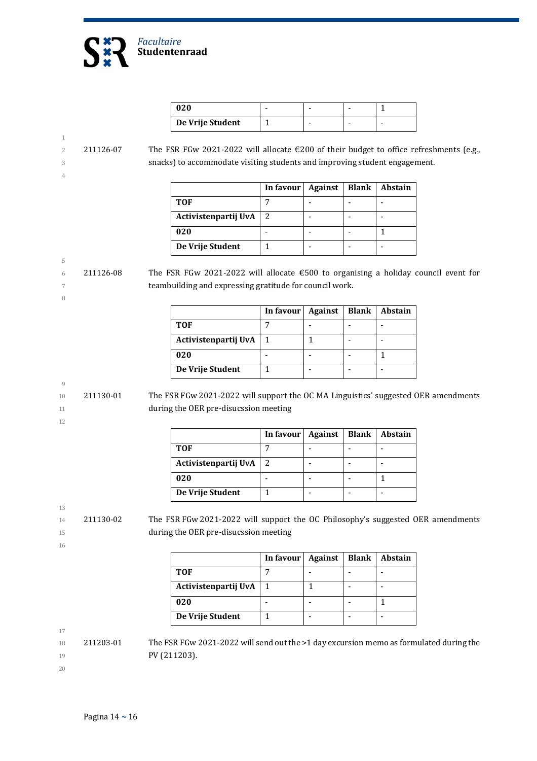| | | | | |
|---|---|---|---|---|
| **020** | - | - | - | 1 |
| **De Vrije Student** | 1 | - | - | - |

211126-07 The FSR FGw 2021-2022 will allocate €200 of their budget to office refreshments (e.g., snacks) to accommodate visiting students and improving student engagement.

| | In favour | Against | Blank | Abstain |
|---|---|---|---|---|
| **TOF** | 7 | - | - | - |
| **Activistenpartij UvA** | 2 | - | - | - |
| **020** | - | - | - | 1 |
| **De Vrije Student** | 1 | - | - | - |

211126-08 The FSR FGw 2021-2022 will allocate €500 to organising a holiday council event for teambuilding and expressing gratitude for council work.

| | In favour | Against | Blank | Abstain |
|---|---|---|---|---|
| **TOF** | 7 | - | - | - |
| **Activistenpartij UvA** | 1 | 1 | - | - |
| **020** | - | - | - | 1 |
| **De Vrije Student** | 1 | - | - | - |

211130-01 The FSR FGw 2021-2022 will support the OC MA Linguistics' suggested OER amendments during the OER pre-disucssion meeting

| | In favour | Against | Blank | Abstain |
|---|---|---|---|---|
| **TOF** | 7 | - | - | - |
| **Activistenpartij UvA** | 2 | - | - | - |
| **020** | - | - | - | 1 |
| **De Vrije Student** | 1 | - | - | - |

211130-02 The FSR FGw 2021-2022 will support the OC Philosophy's suggested OER amendments during the OER pre-disucssion meeting

| | In favour | Against | Blank | Abstain |
|---|---|---|---|---|
| **TOF** | 7 | - | - | - |
| **Activistenpartij UvA** | 1 | 1 | - | - |
| **020** | - | - | - | 1 |
| **De Vrije Student** | 1 | - | - | - |

211203-01 The FSR FGw 2021-2022 will send out the >1 day excursion memo as formulated during the PV (211203).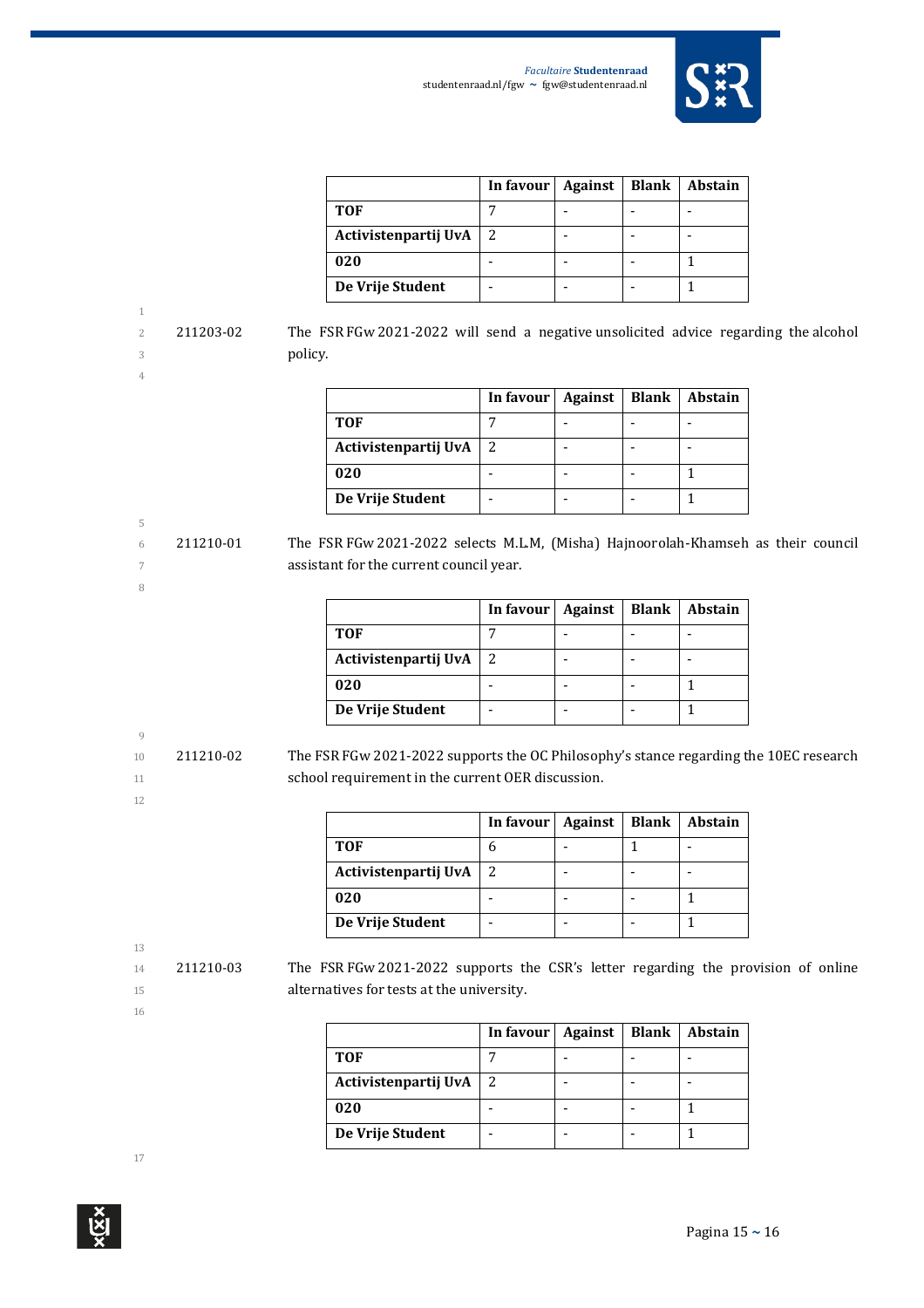| | In favour | Against | Blank | Abstain |
|---|---|---|---|---|
| **TOF** | 7 | - | - | - |
| **Activistenpartij UvA** | 2 | - | - | - |
| **020** | - | - | - | 1 |
| **De Vrije Student** | - | - | - | 1 |

211203-02 The FSR FGw 2021-2022 will send a negative unsolicited advice regarding the alcohol policy.

| | In favour | Against | Blank | Abstain |
|---|---|---|---|---|
| **TOF** | 7 | - | - | - |
| **Activistenpartij UvA** | 2 | - | - | - |
| **020** | - | - | - | 1 |
| **De Vrije Student** | - | - | - | 1 |

211210-01 The FSR FGw 2021-2022 selects M.L.M, (Misha) Hajnoorolah-Khamseh as their council assistant for the current council year.

| | In favour | Against | Blank | Abstain |
|---|---|---|---|---|
| **TOF** | 7 | - | - | - |
| **Activistenpartij UvA** | 2 | - | - | - |
| **020** | - | - | - | 1 |
| **De Vrije Student** | - | - | - | 1 |

211210-02 The FSR FGw 2021-2022 supports the OC Philosophy's stance regarding the 10EC research school requirement in the current OER discussion.

| | In favour | Against | Blank | Abstain |
|---|---|---|---|---|
| **TOF** | 6 | - | 1 | - |
| **Activistenpartij UvA** | 2 | - | - | - |
| **020** | - | - | - | 1 |
| **De Vrije Student** | - | - | - | 1 |

211210-03 The FSR FGw 2021-2022 supports the CSR's letter regarding the provision of online alternatives for tests at the university.

| | In favour | Against | Blank | Abstain |
|---|---|---|---|---|
| **TOF** | 7 | - | - | - |
| **Activistenpartij UvA** | 2 | - | - | - |
| **020** | - | - | - | 1 |
| **De Vrije Student** | - | - | - | 1 |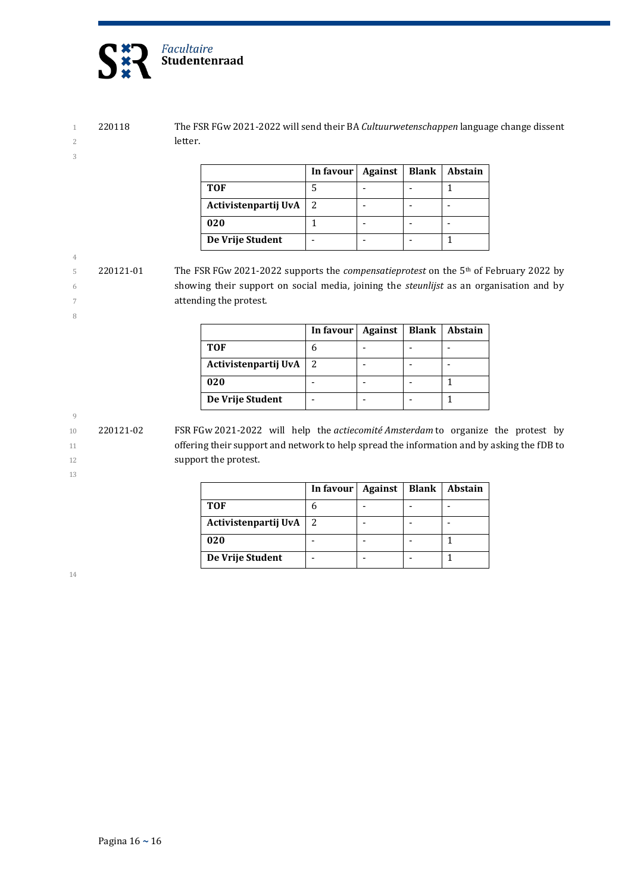220118 The FSR FGw 2021-2022 will send their BA *Cultuurwetenschappen* language change dissent letter.

| | In favour | Against | Blank | Abstain |
|---|---|---|---|---|
| **TOF** | 5 | - | - | 1 |
| **Activistenpartij UvA** | 2 | - | - | - |
| **020** | 1 | - | - | - |
| **De Vrije Student** | - | - | - | 1 |

220121-01 The FSR FGw 2021-2022 supports the *compensatieprotest* on the 5th of February 2022 by showing their support on social media, joining the *steunlijst* as an organisation and by attending the protest.

| | In favour | Against | Blank | Abstain |
|---|---|---|---|---|
| **TOF** | 6 | - | - | - |
| **Activistenpartij UvA** | 2 | - | - | - |
| **020** | - | - | - | 1 |
| **De Vrije Student** | - | - | - | 1 |

220121-02 FSR FGw 2021-2022 will help the *actiecomité Amsterdam* to organize the protest by offering their support and network to help spread the information and by asking the fDB to support the protest.

| | In favour | Against | Blank | Abstain |
|---|---|---|---|---|
| **TOF** | 6 | - | - | - |
| **Activistenpartij UvA** | 2 | - | - | - |
| **020** | - | - | - | 1 |
| **De Vrije Student** | - | - | - | 1 |